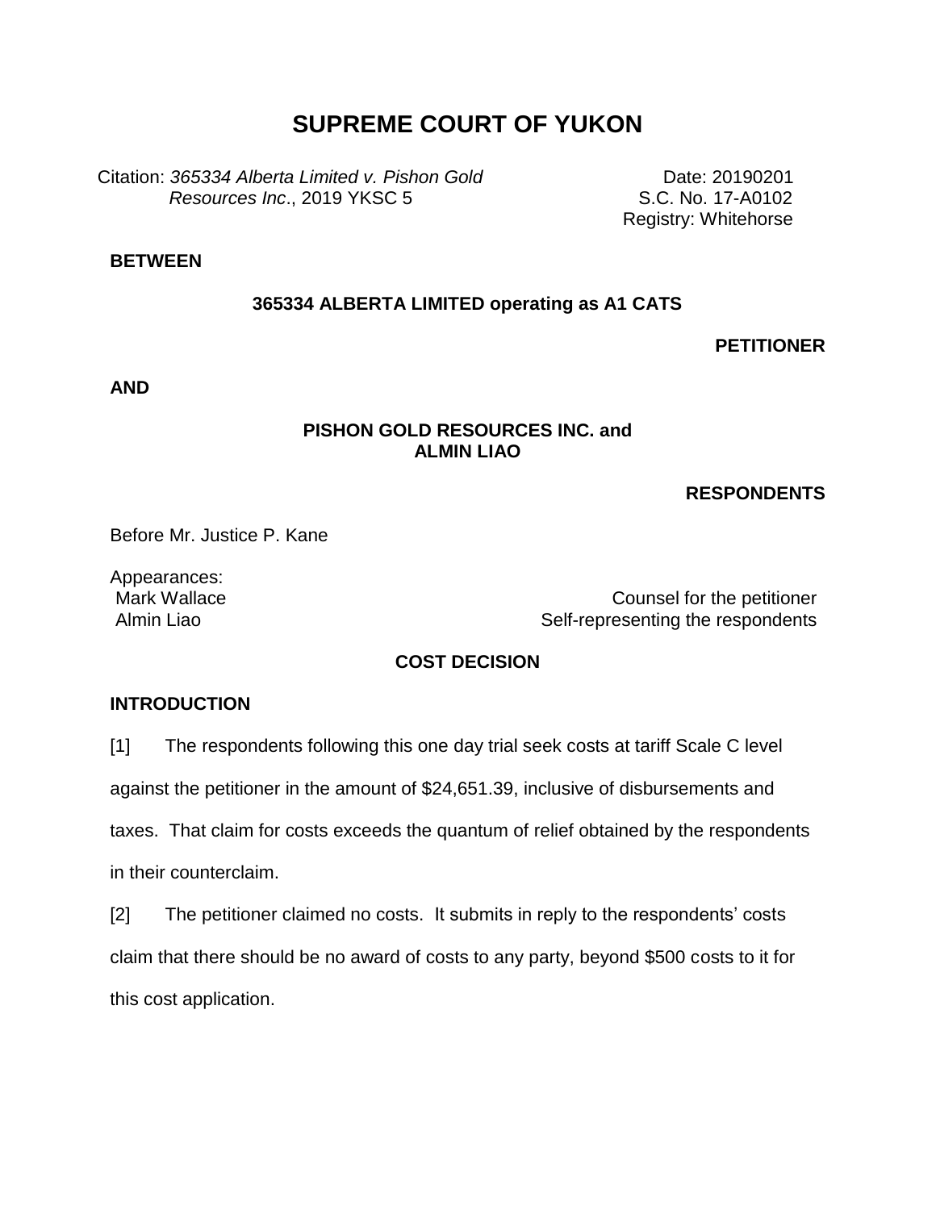# SUPREME COURT OF YUKON

Citation: *365334 Alberta Limited v. Pishon Gold Resources Inc*., 2019 YKSC 5

Date: 20190201
S.C. No. 17-A0102
Registry: Whitehorse

**BETWEEN**

**365334 ALBERTA LIMITED operating as A1 CATS**

**PETITIONER**

**AND**

**PISHON GOLD RESOURCES INC. and ALMIN LIAO**

**RESPONDENTS**

Before Mr. Justice P. Kane

Appearances:
Mark Wallace — Counsel for the petitioner
Almin Liao — Self-representing the respondents

**COST DECISION**

**INTRODUCTION**

[1] The respondents following this one day trial seek costs at tariff Scale C level against the petitioner in the amount of $24,651.39, inclusive of disbursements and taxes. That claim for costs exceeds the quantum of relief obtained by the respondents in their counterclaim.

[2] The petitioner claimed no costs. It submits in reply to the respondents' costs claim that there should be no award of costs to any party, beyond $500 costs to it for this cost application.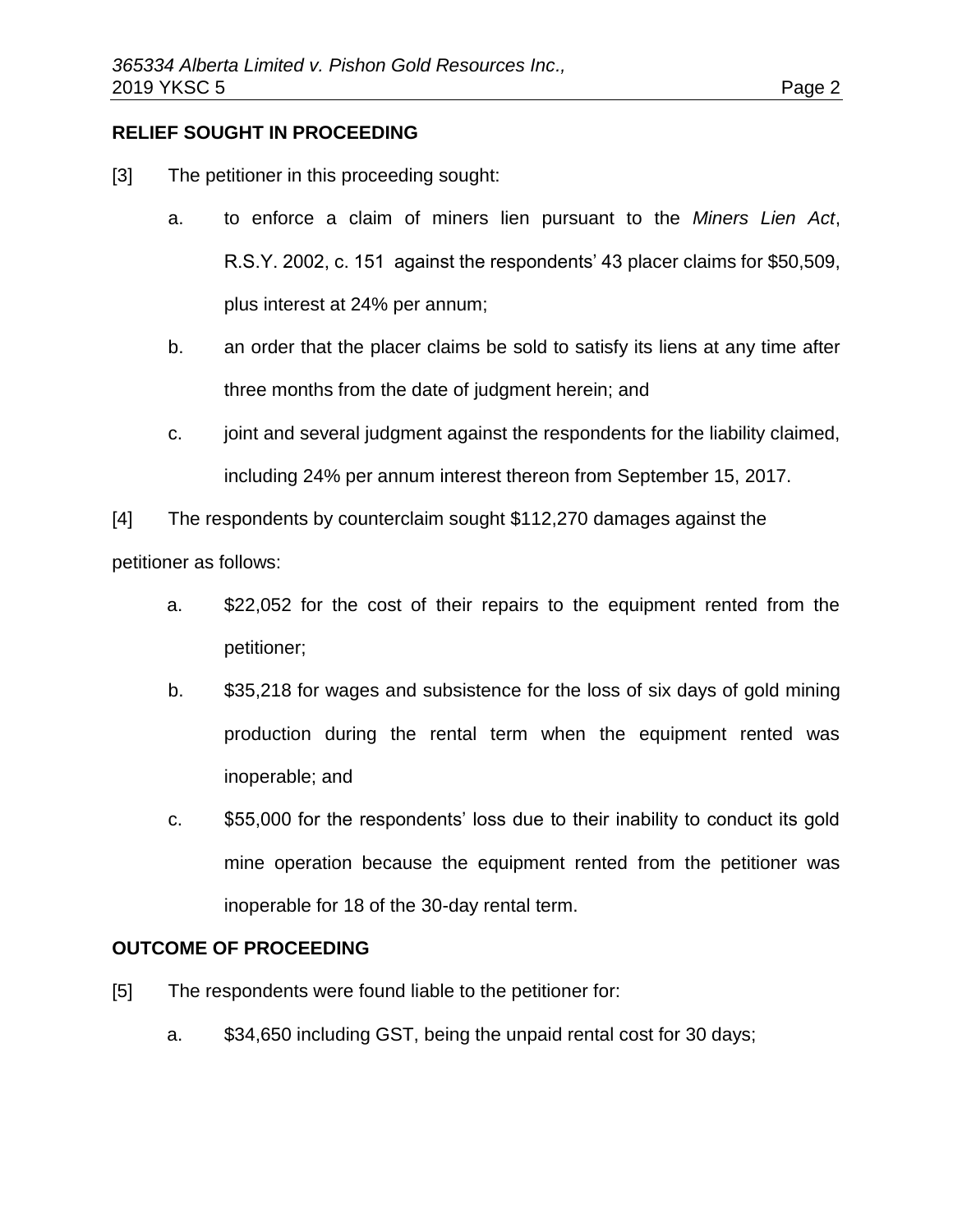**RELIEF SOUGHT IN PROCEEDING**

[3] The petitioner in this proceeding sought:

a. to enforce a claim of miners lien pursuant to the *Miners Lien Act*, R.S.Y. 2002, c. 151 against the respondents' 43 placer claims for $50,509, plus interest at 24% per annum;

b. an order that the placer claims be sold to satisfy its liens at any time after three months from the date of judgment herein; and

c. joint and several judgment against the respondents for the liability claimed, including 24% per annum interest thereon from September 15, 2017.

[4] The respondents by counterclaim sought $112,270 damages against the petitioner as follows:

a. $22,052 for the cost of their repairs to the equipment rented from the petitioner;

b. $35,218 for wages and subsistence for the loss of six days of gold mining production during the rental term when the equipment rented was inoperable; and

c. $55,000 for the respondents' loss due to their inability to conduct its gold mine operation because the equipment rented from the petitioner was inoperable for 18 of the 30-day rental term.

**OUTCOME OF PROCEEDING**

[5] The respondents were found liable to the petitioner for:

a. $34,650 including GST, being the unpaid rental cost for 30 days;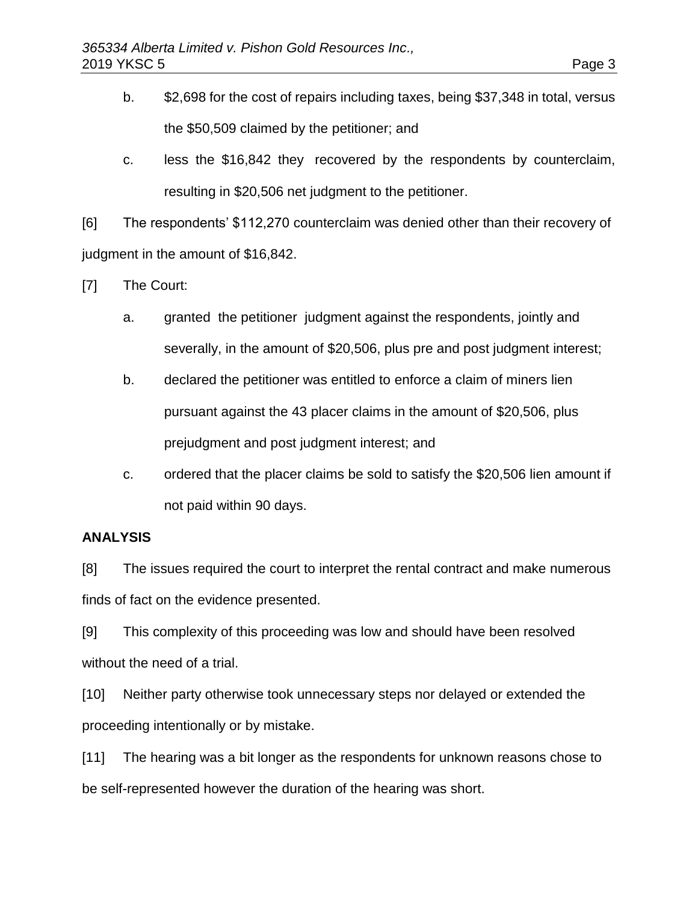b. $2,698 for the cost of repairs including taxes, being $37,348 in total, versus the $50,509 claimed by the petitioner; and

c. less the $16,842 they recovered by the respondents by counterclaim, resulting in $20,506 net judgment to the petitioner.

[6] The respondents' $112,270 counterclaim was denied other than their recovery of judgment in the amount of $16,842.

[7] The Court:

a. granted the petitioner judgment against the respondents, jointly and severally, in the amount of $20,506, plus pre and post judgment interest;

b. declared the petitioner was entitled to enforce a claim of miners lien pursuant against the 43 placer claims in the amount of $20,506, plus prejudgment and post judgment interest; and

c. ordered that the placer claims be sold to satisfy the $20,506 lien amount if not paid within 90 days.

**ANALYSIS**

[8] The issues required the court to interpret the rental contract and make numerous finds of fact on the evidence presented.

[9] This complexity of this proceeding was low and should have been resolved without the need of a trial.

[10] Neither party otherwise took unnecessary steps nor delayed or extended the proceeding intentionally or by mistake.

[11] The hearing was a bit longer as the respondents for unknown reasons chose to be self-represented however the duration of the hearing was short.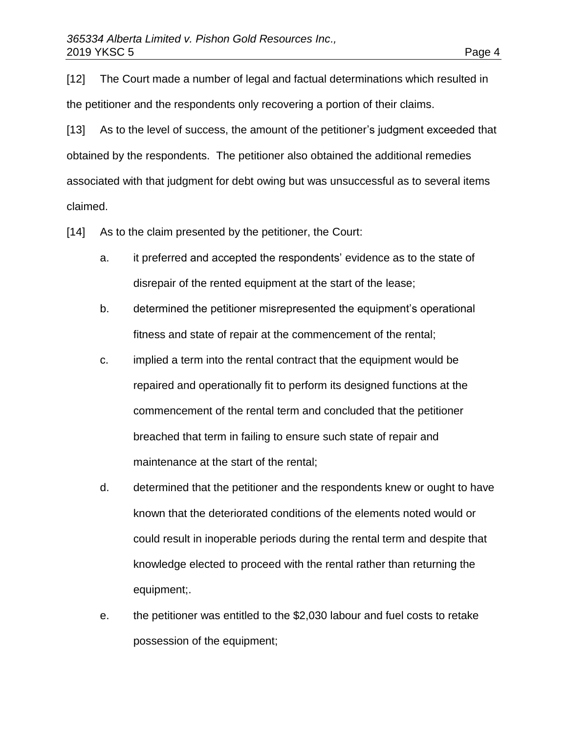[12] The Court made a number of legal and factual determinations which resulted in the petitioner and the respondents only recovering a portion of their claims.

[13] As to the level of success, the amount of the petitioner's judgment exceeded that obtained by the respondents. The petitioner also obtained the additional remedies associated with that judgment for debt owing but was unsuccessful as to several items claimed.

[14] As to the claim presented by the petitioner, the Court:

a. it preferred and accepted the respondents' evidence as to the state of disrepair of the rented equipment at the start of the lease;

b. determined the petitioner misrepresented the equipment's operational fitness and state of repair at the commencement of the rental;

c. implied a term into the rental contract that the equipment would be repaired and operationally fit to perform its designed functions at the commencement of the rental term and concluded that the petitioner breached that term in failing to ensure such state of repair and maintenance at the start of the rental;

d. determined that the petitioner and the respondents knew or ought to have known that the deteriorated conditions of the elements noted would or could result in inoperable periods during the rental term and despite that knowledge elected to proceed with the rental rather than returning the equipment;.

e. the petitioner was entitled to the $2,030 labour and fuel costs to retake possession of the equipment;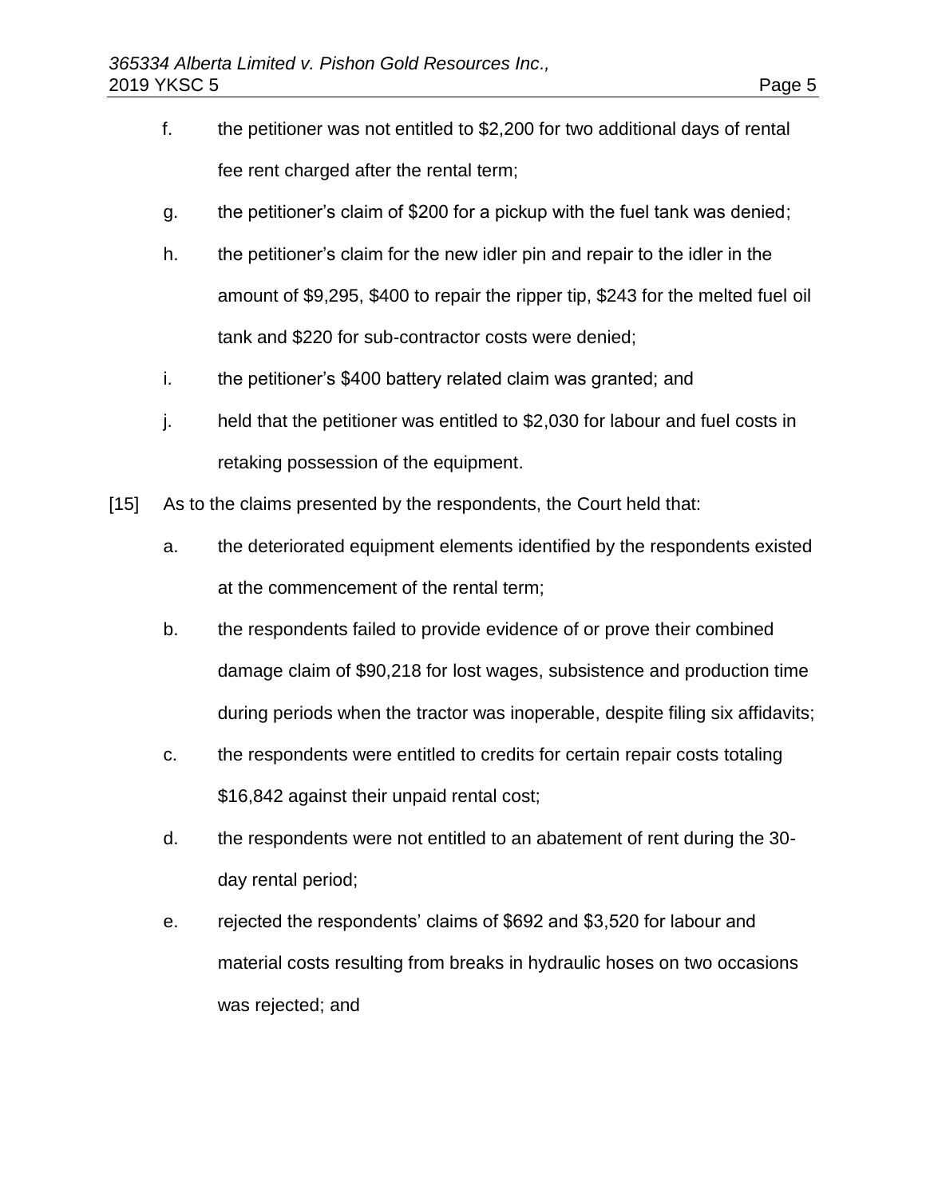f. the petitioner was not entitled to $2,200 for two additional days of rental fee rent charged after the rental term;

g. the petitioner's claim of $200 for a pickup with the fuel tank was denied;

h. the petitioner's claim for the new idler pin and repair to the idler in the amount of $9,295, $400 to repair the ripper tip, $243 for the melted fuel oil tank and $220 for sub-contractor costs were denied;

i. the petitioner's $400 battery related claim was granted; and

j. held that the petitioner was entitled to $2,030 for labour and fuel costs in retaking possession of the equipment.

[15] As to the claims presented by the respondents, the Court held that:

a. the deteriorated equipment elements identified by the respondents existed at the commencement of the rental term;

b. the respondents failed to provide evidence of or prove their combined damage claim of $90,218 for lost wages, subsistence and production time during periods when the tractor was inoperable, despite filing six affidavits;

c. the respondents were entitled to credits for certain repair costs totaling $16,842 against their unpaid rental cost;

d. the respondents were not entitled to an abatement of rent during the 30-day rental period;

e. rejected the respondents' claims of $692 and $3,520 for labour and material costs resulting from breaks in hydraulic hoses on two occasions was rejected; and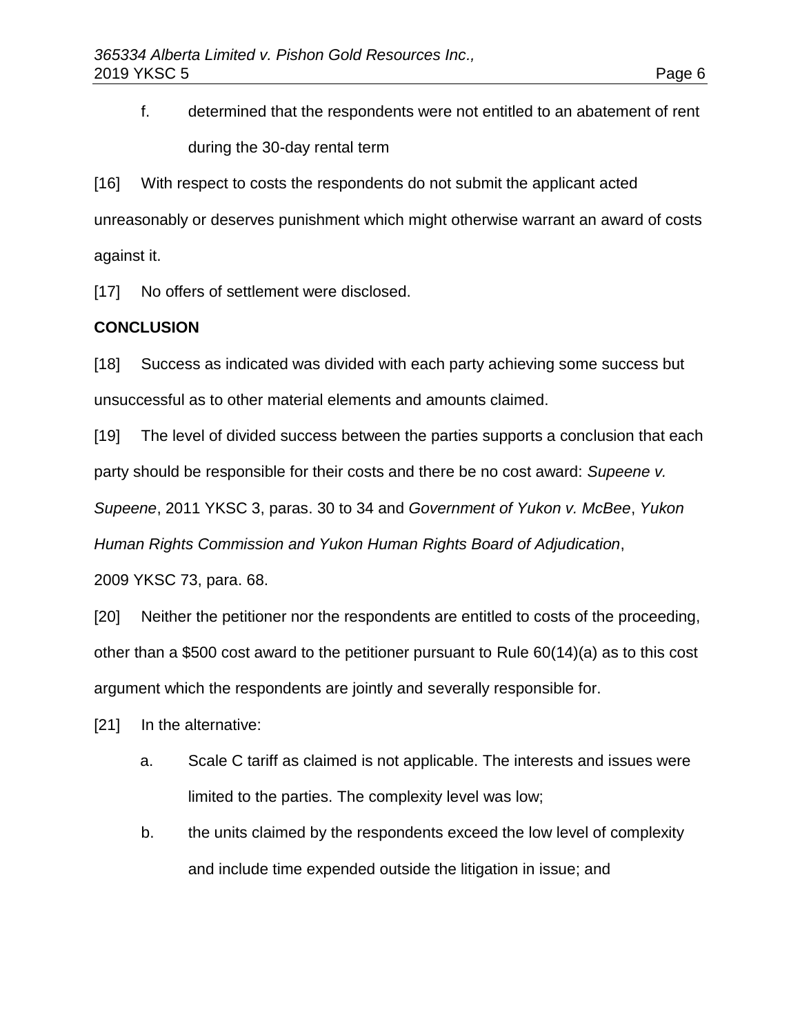f. determined that the respondents were not entitled to an abatement of rent during the 30-day rental term

[16] With respect to costs the respondents do not submit the applicant acted unreasonably or deserves punishment which might otherwise warrant an award of costs against it.

[17] No offers of settlement were disclosed.

**CONCLUSION**

[18] Success as indicated was divided with each party achieving some success but unsuccessful as to other material elements and amounts claimed.

[19] The level of divided success between the parties supports a conclusion that each party should be responsible for their costs and there be no cost award: *Supeene v. Supeene*, 2011 YKSC 3, paras. 30 to 34 and *Government of Yukon v. McBee*, *Yukon Human Rights Commission and Yukon Human Rights Board of Adjudication*, 2009 YKSC 73, para. 68.

[20] Neither the petitioner nor the respondents are entitled to costs of the proceeding, other than a $500 cost award to the petitioner pursuant to Rule 60(14)(a) as to this cost argument which the respondents are jointly and severally responsible for.

[21] In the alternative:

a. Scale C tariff as claimed is not applicable. The interests and issues were limited to the parties. The complexity level was low;

b. the units claimed by the respondents exceed the low level of complexity and include time expended outside the litigation in issue; and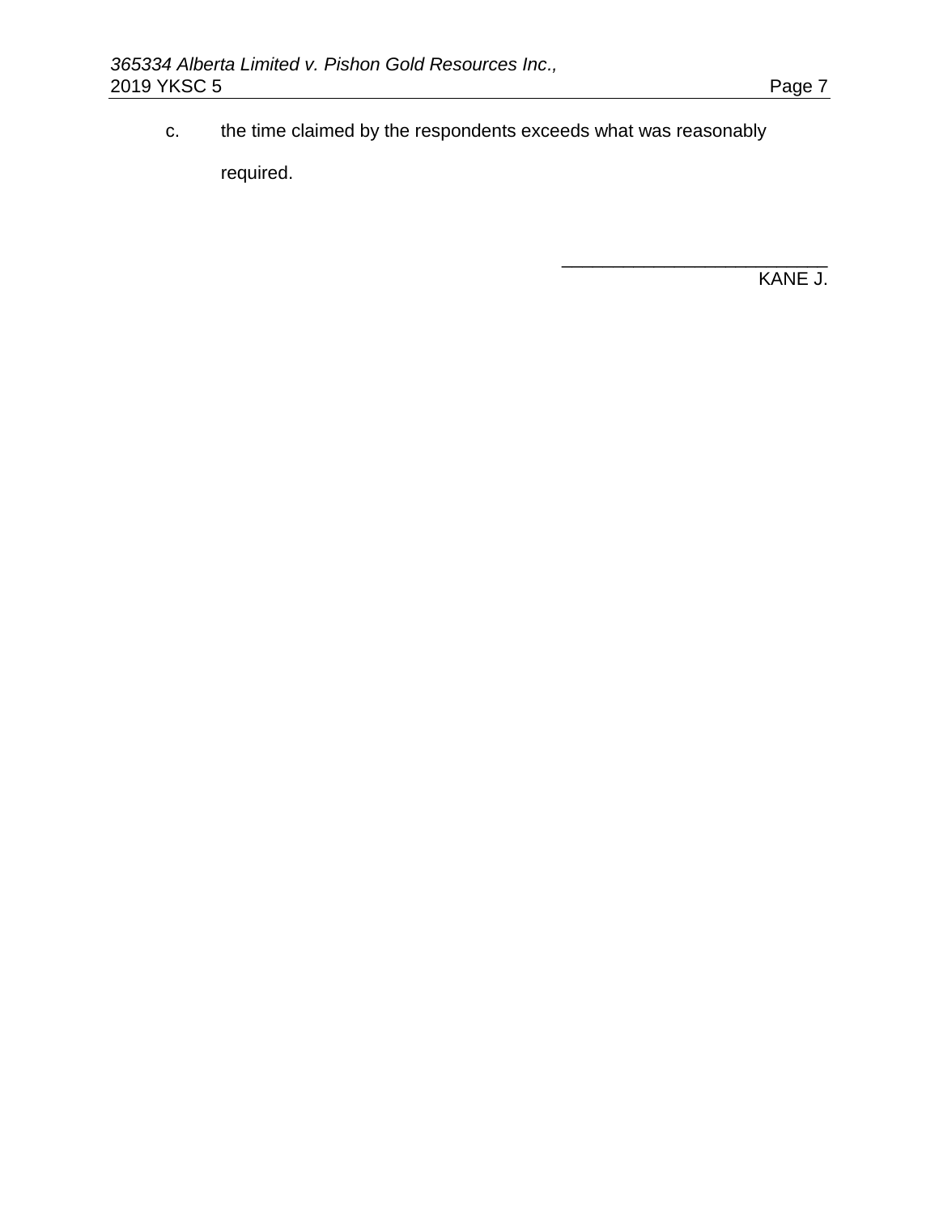c. the time claimed by the respondents exceeds what was reasonably required.

___________________________
KANE J.